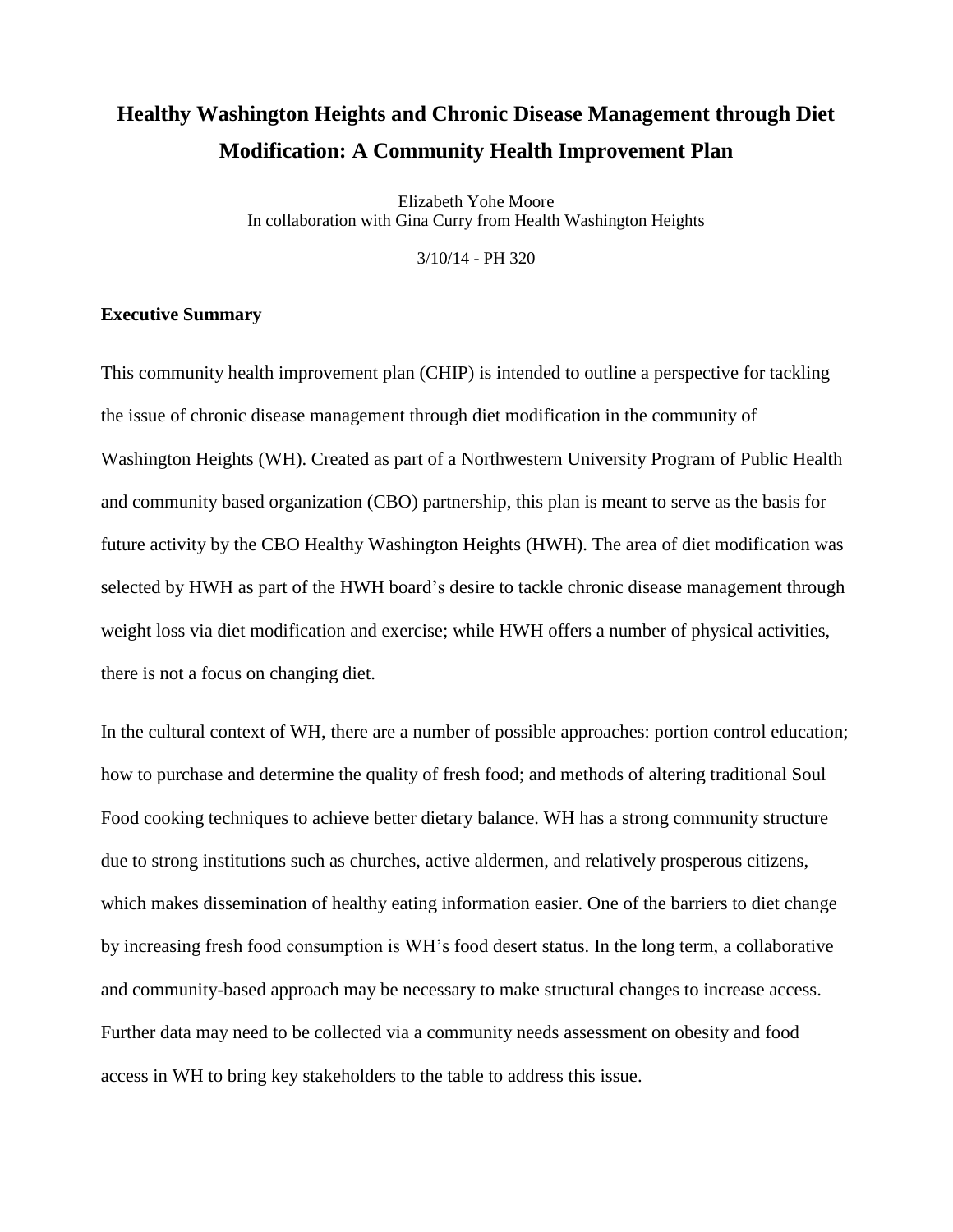# Healthy Washington Heights and Chronic Disease Management through Diet Modification: A Community Health Improvement Plan

Elizabeth Yohe Moore
In collaboration with Gina Curry from Health Washington Heights

3/10/14 - PH 320

## Executive Summary

This community health improvement plan (CHIP) is intended to outline a perspective for tackling the issue of chronic disease management through diet modification in the community of Washington Heights (WH). Created as part of a Northwestern University Program of Public Health and community based organization (CBO) partnership, this plan is meant to serve as the basis for future activity by the CBO Healthy Washington Heights (HWH). The area of diet modification was selected by HWH as part of the HWH board's desire to tackle chronic disease management through weight loss via diet modification and exercise; while HWH offers a number of physical activities, there is not a focus on changing diet.

In the cultural context of WH, there are a number of possible approaches: portion control education; how to purchase and determine the quality of fresh food; and methods of altering traditional Soul Food cooking techniques to achieve better dietary balance. WH has a strong community structure due to strong institutions such as churches, active aldermen, and relatively prosperous citizens, which makes dissemination of healthy eating information easier. One of the barriers to diet change by increasing fresh food consumption is WH's food desert status. In the long term, a collaborative and community-based approach may be necessary to make structural changes to increase access. Further data may need to be collected via a community needs assessment on obesity and food access in WH to bring key stakeholders to the table to address this issue.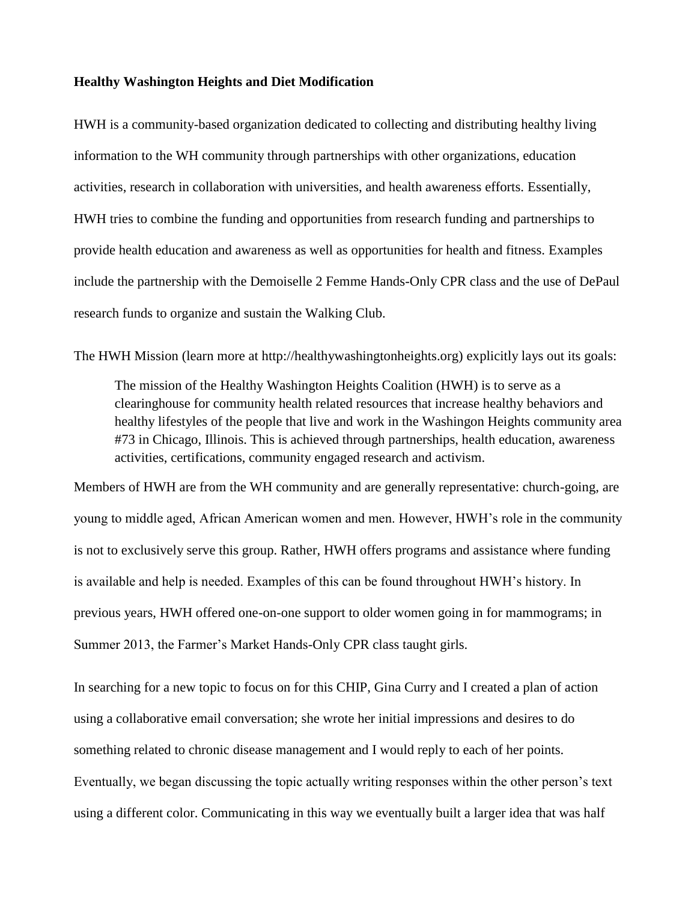**Healthy Washington Heights and Diet Modification**

HWH is a community-based organization dedicated to collecting and distributing healthy living information to the WH community through partnerships with other organizations, education activities, research in collaboration with universities, and health awareness efforts. Essentially, HWH tries to combine the funding and opportunities from research funding and partnerships to provide health education and awareness as well as opportunities for health and fitness. Examples include the partnership with the Demoiselle 2 Femme Hands-Only CPR class and the use of DePaul research funds to organize and sustain the Walking Club.

The HWH Mission (learn more at http://healthywashingtonheights.org) explicitly lays out its goals:

> The mission of the Healthy Washington Heights Coalition (HWH) is to serve as a clearinghouse for community health related resources that increase healthy behaviors and healthy lifestyles of the people that live and work in the Washingon Heights community area #73 in Chicago, Illinois. This is achieved through partnerships, health education, awareness activities, certifications, community engaged research and activism.

Members of HWH are from the WH community and are generally representative: church-going, are young to middle aged, African American women and men. However, HWH's role in the community is not to exclusively serve this group. Rather, HWH offers programs and assistance where funding is available and help is needed. Examples of this can be found throughout HWH's history. In previous years, HWH offered one-on-one support to older women going in for mammograms; in Summer 2013, the Farmer's Market Hands-Only CPR class taught girls.

In searching for a new topic to focus on for this CHIP, Gina Curry and I created a plan of action using a collaborative email conversation; she wrote her initial impressions and desires to do something related to chronic disease management and I would reply to each of her points. Eventually, we began discussing the topic actually writing responses within the other person's text using a different color. Communicating in this way we eventually built a larger idea that was half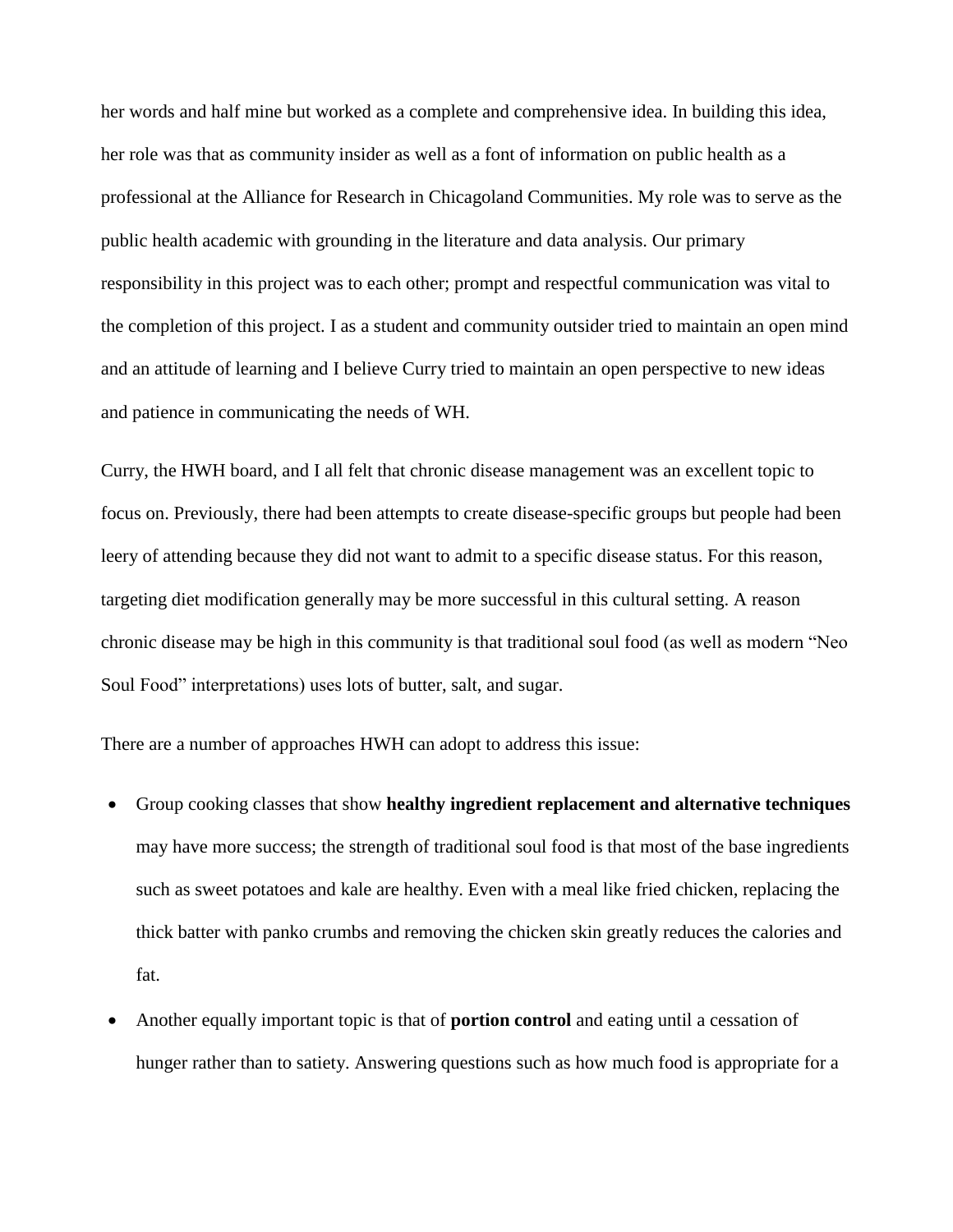her words and half mine but worked as a complete and comprehensive idea. In building this idea, her role was that as community insider as well as a font of information on public health as a professional at the Alliance for Research in Chicagoland Communities. My role was to serve as the public health academic with grounding in the literature and data analysis. Our primary responsibility in this project was to each other; prompt and respectful communication was vital to the completion of this project. I as a student and community outsider tried to maintain an open mind and an attitude of learning and I believe Curry tried to maintain an open perspective to new ideas and patience in communicating the needs of WH.

Curry, the HWH board, and I all felt that chronic disease management was an excellent topic to focus on. Previously, there had been attempts to create disease-specific groups but people had been leery of attending because they did not want to admit to a specific disease status. For this reason, targeting diet modification generally may be more successful in this cultural setting. A reason chronic disease may be high in this community is that traditional soul food (as well as modern "Neo Soul Food" interpretations) uses lots of butter, salt, and sugar.

There are a number of approaches HWH can adopt to address this issue:

- Group cooking classes that show **healthy ingredient replacement and alternative techniques** may have more success; the strength of traditional soul food is that most of the base ingredients such as sweet potatoes and kale are healthy. Even with a meal like fried chicken, replacing the thick batter with panko crumbs and removing the chicken skin greatly reduces the calories and fat.
- Another equally important topic is that of **portion control** and eating until a cessation of hunger rather than to satiety. Answering questions such as how much food is appropriate for a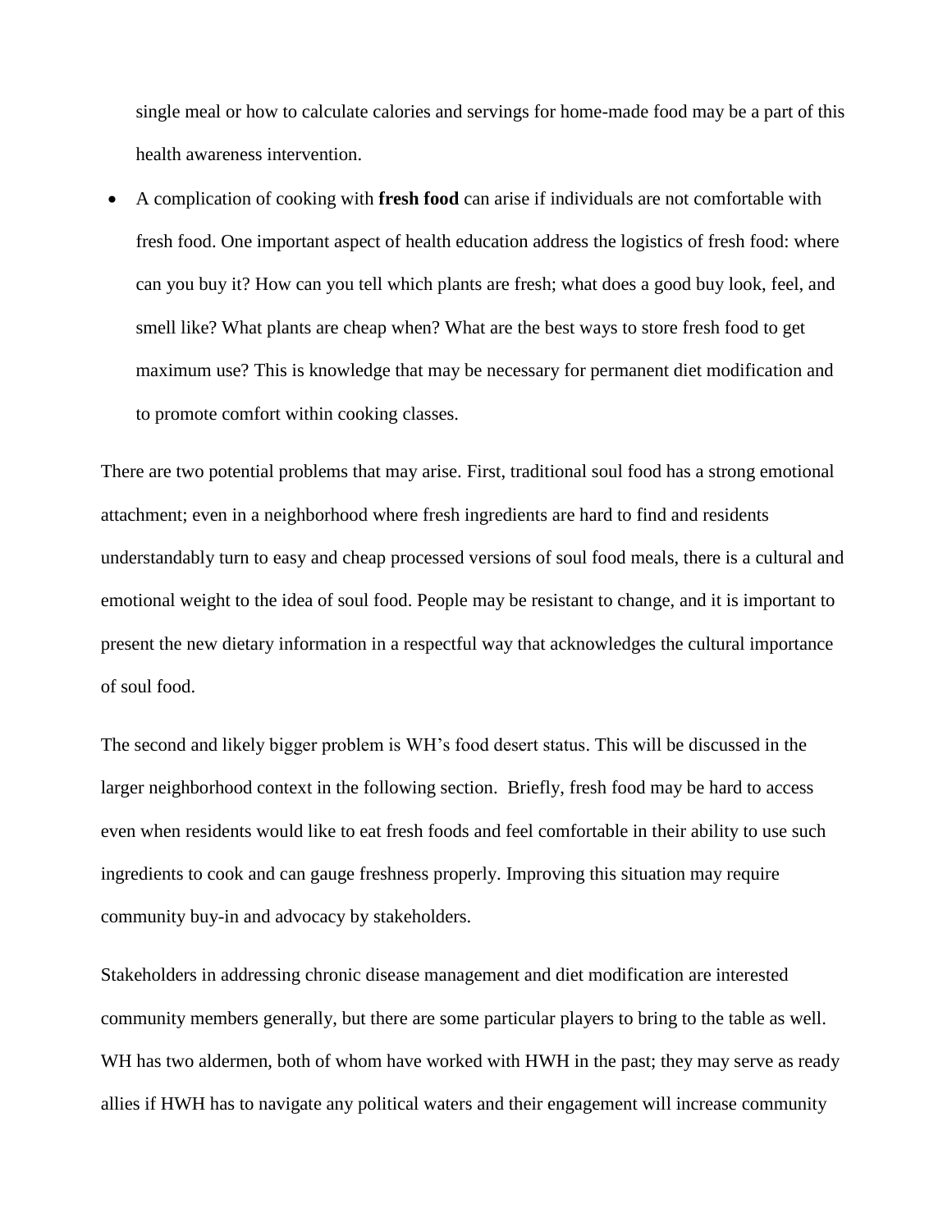single meal or how to calculate calories and servings for home-made food may be a part of this health awareness intervention.

- A complication of cooking with **fresh food** can arise if individuals are not comfortable with fresh food. One important aspect of health education address the logistics of fresh food: where can you buy it? How can you tell which plants are fresh; what does a good buy look, feel, and smell like? What plants are cheap when? What are the best ways to store fresh food to get maximum use? This is knowledge that may be necessary for permanent diet modification and to promote comfort within cooking classes.

There are two potential problems that may arise. First, traditional soul food has a strong emotional attachment; even in a neighborhood where fresh ingredients are hard to find and residents understandably turn to easy and cheap processed versions of soul food meals, there is a cultural and emotional weight to the idea of soul food. People may be resistant to change, and it is important to present the new dietary information in a respectful way that acknowledges the cultural importance of soul food.

The second and likely bigger problem is WH's food desert status. This will be discussed in the larger neighborhood context in the following section. Briefly, fresh food may be hard to access even when residents would like to eat fresh foods and feel comfortable in their ability to use such ingredients to cook and can gauge freshness properly. Improving this situation may require community buy-in and advocacy by stakeholders.

Stakeholders in addressing chronic disease management and diet modification are interested community members generally, but there are some particular players to bring to the table as well. WH has two aldermen, both of whom have worked with HWH in the past; they may serve as ready allies if HWH has to navigate any political waters and their engagement will increase community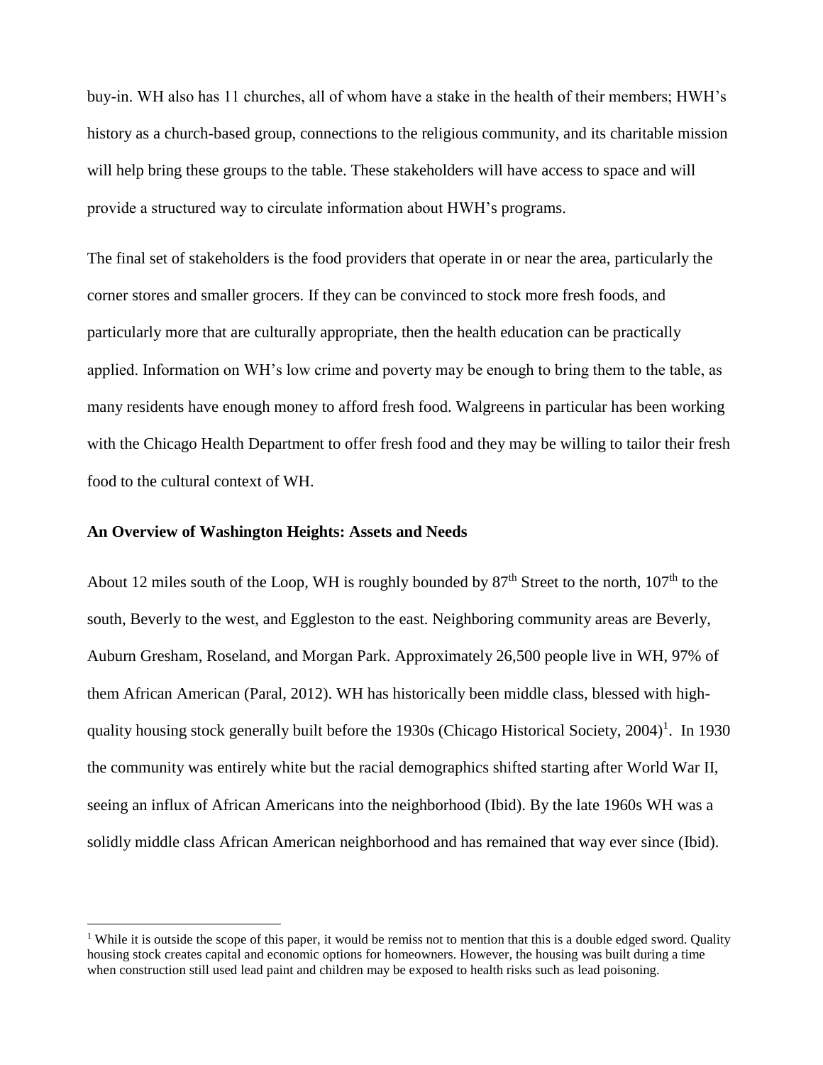buy-in. WH also has 11 churches, all of whom have a stake in the health of their members; HWH's history as a church-based group, connections to the religious community, and its charitable mission will help bring these groups to the table. These stakeholders will have access to space and will provide a structured way to circulate information about HWH's programs.

The final set of stakeholders is the food providers that operate in or near the area, particularly the corner stores and smaller grocers. If they can be convinced to stock more fresh foods, and particularly more that are culturally appropriate, then the health education can be practically applied. Information on WH's low crime and poverty may be enough to bring them to the table, as many residents have enough money to afford fresh food. Walgreens in particular has been working with the Chicago Health Department to offer fresh food and they may be willing to tailor their fresh food to the cultural context of WH.

**An Overview of Washington Heights: Assets and Needs**

About 12 miles south of the Loop, WH is roughly bounded by 87$^{th}$ Street to the north, 107$^{th}$ to the south, Beverly to the west, and Eggleston to the east. Neighboring community areas are Beverly, Auburn Gresham, Roseland, and Morgan Park. Approximately 26,500 people live in WH, 97% of them African American (Paral, 2012). WH has historically been middle class, blessed with high-quality housing stock generally built before the 1930s (Chicago Historical Society, 2004)[1]. In 1930 the community was entirely white but the racial demographics shifted starting after World War II, seeing an influx of African Americans into the neighborhood (Ibid). By the late 1960s WH was a solidly middle class African American neighborhood and has remained that way ever since (Ibid).

[1] While it is outside the scope of this paper, it would be remiss not to mention that this is a double edged sword. Quality housing stock creates capital and economic options for homeowners. However, the housing was built during a time when construction still used lead paint and children may be exposed to health risks such as lead poisoning.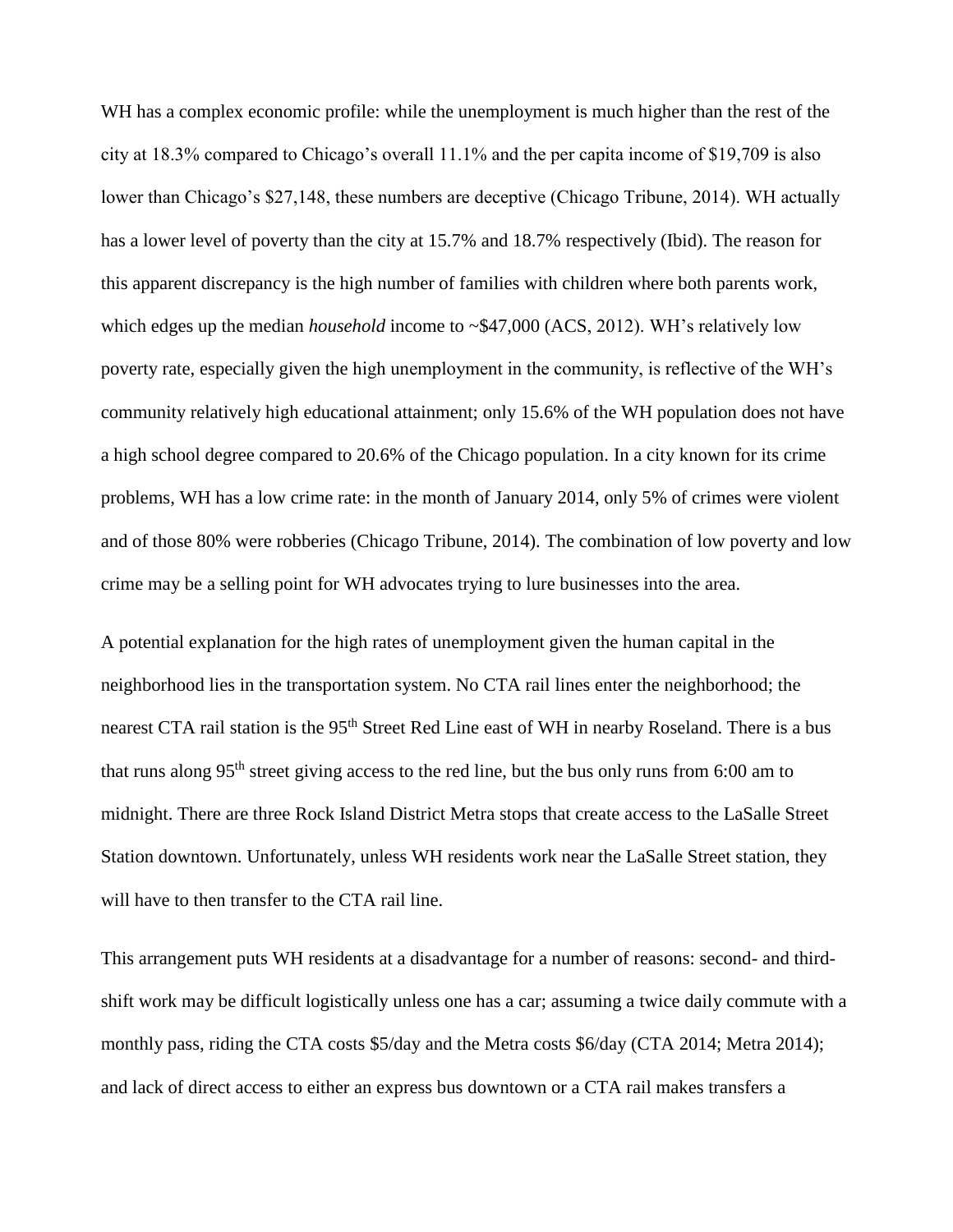WH has a complex economic profile: while the unemployment is much higher than the rest of the city at 18.3% compared to Chicago's overall 11.1% and the per capita income of $19,709 is also lower than Chicago's $27,148, these numbers are deceptive (Chicago Tribune, 2014). WH actually has a lower level of poverty than the city at 15.7% and 18.7% respectively (Ibid). The reason for this apparent discrepancy is the high number of families with children where both parents work, which edges up the median *household* income to ~$47,000 (ACS, 2012). WH's relatively low poverty rate, especially given the high unemployment in the community, is reflective of the WH's community relatively high educational attainment; only 15.6% of the WH population does not have a high school degree compared to 20.6% of the Chicago population. In a city known for its crime problems, WH has a low crime rate: in the month of January 2014, only 5% of crimes were violent and of those 80% were robberies (Chicago Tribune, 2014). The combination of low poverty and low crime may be a selling point for WH advocates trying to lure businesses into the area.

A potential explanation for the high rates of unemployment given the human capital in the neighborhood lies in the transportation system. No CTA rail lines enter the neighborhood; the nearest CTA rail station is the 95th Street Red Line east of WH in nearby Roseland. There is a bus that runs along 95th street giving access to the red line, but the bus only runs from 6:00 am to midnight. There are three Rock Island District Metra stops that create access to the LaSalle Street Station downtown. Unfortunately, unless WH residents work near the LaSalle Street station, they will have to then transfer to the CTA rail line.

This arrangement puts WH residents at a disadvantage for a number of reasons: second- and third-shift work may be difficult logistically unless one has a car; assuming a twice daily commute with a monthly pass, riding the CTA costs $5/day and the Metra costs $6/day (CTA 2014; Metra 2014); and lack of direct access to either an express bus downtown or a CTA rail makes transfers a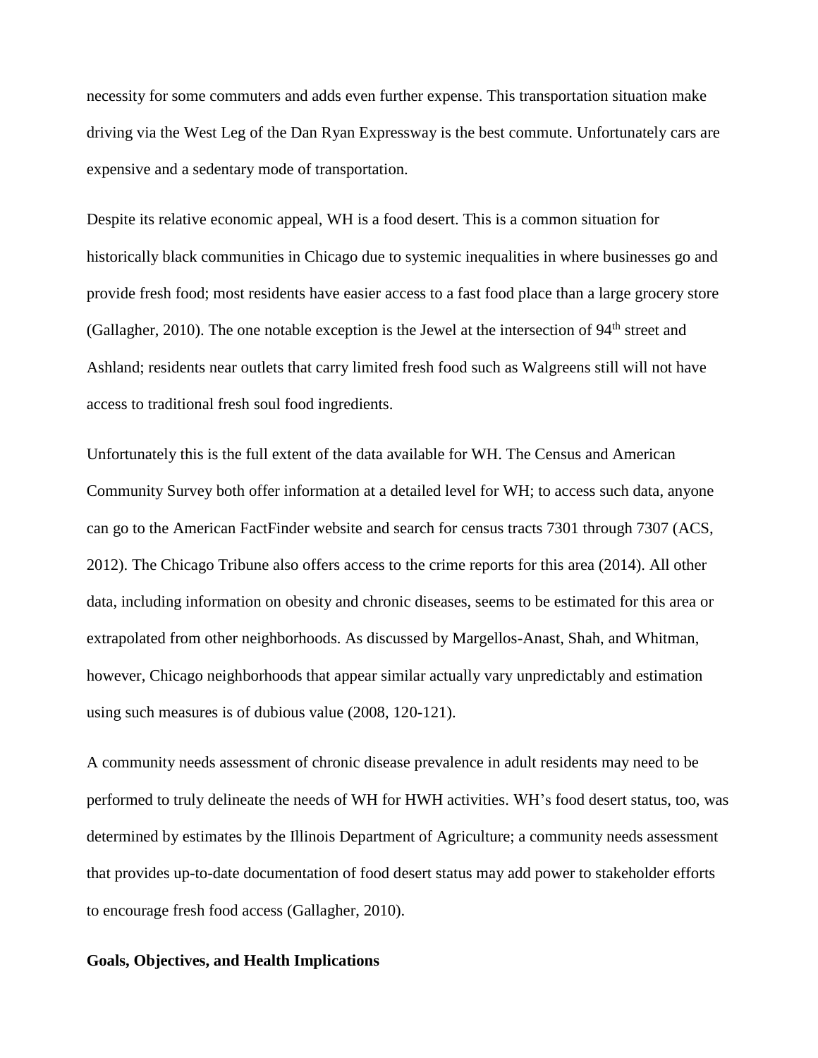necessity for some commuters and adds even further expense. This transportation situation make driving via the West Leg of the Dan Ryan Expressway is the best commute. Unfortunately cars are expensive and a sedentary mode of transportation.

Despite its relative economic appeal, WH is a food desert. This is a common situation for historically black communities in Chicago due to systemic inequalities in where businesses go and provide fresh food; most residents have easier access to a fast food place than a large grocery store (Gallagher, 2010). The one notable exception is the Jewel at the intersection of 94th street and Ashland; residents near outlets that carry limited fresh food such as Walgreens still will not have access to traditional fresh soul food ingredients.

Unfortunately this is the full extent of the data available for WH. The Census and American Community Survey both offer information at a detailed level for WH; to access such data, anyone can go to the American FactFinder website and search for census tracts 7301 through 7307 (ACS, 2012). The Chicago Tribune also offers access to the crime reports for this area (2014). All other data, including information on obesity and chronic diseases, seems to be estimated for this area or extrapolated from other neighborhoods. As discussed by Margellos-Anast, Shah, and Whitman, however, Chicago neighborhoods that appear similar actually vary unpredictably and estimation using such measures is of dubious value (2008, 120-121).

A community needs assessment of chronic disease prevalence in adult residents may need to be performed to truly delineate the needs of WH for HWH activities. WH's food desert status, too, was determined by estimates by the Illinois Department of Agriculture; a community needs assessment that provides up-to-date documentation of food desert status may add power to stakeholder efforts to encourage fresh food access (Gallagher, 2010).

## Goals, Objectives, and Health Implications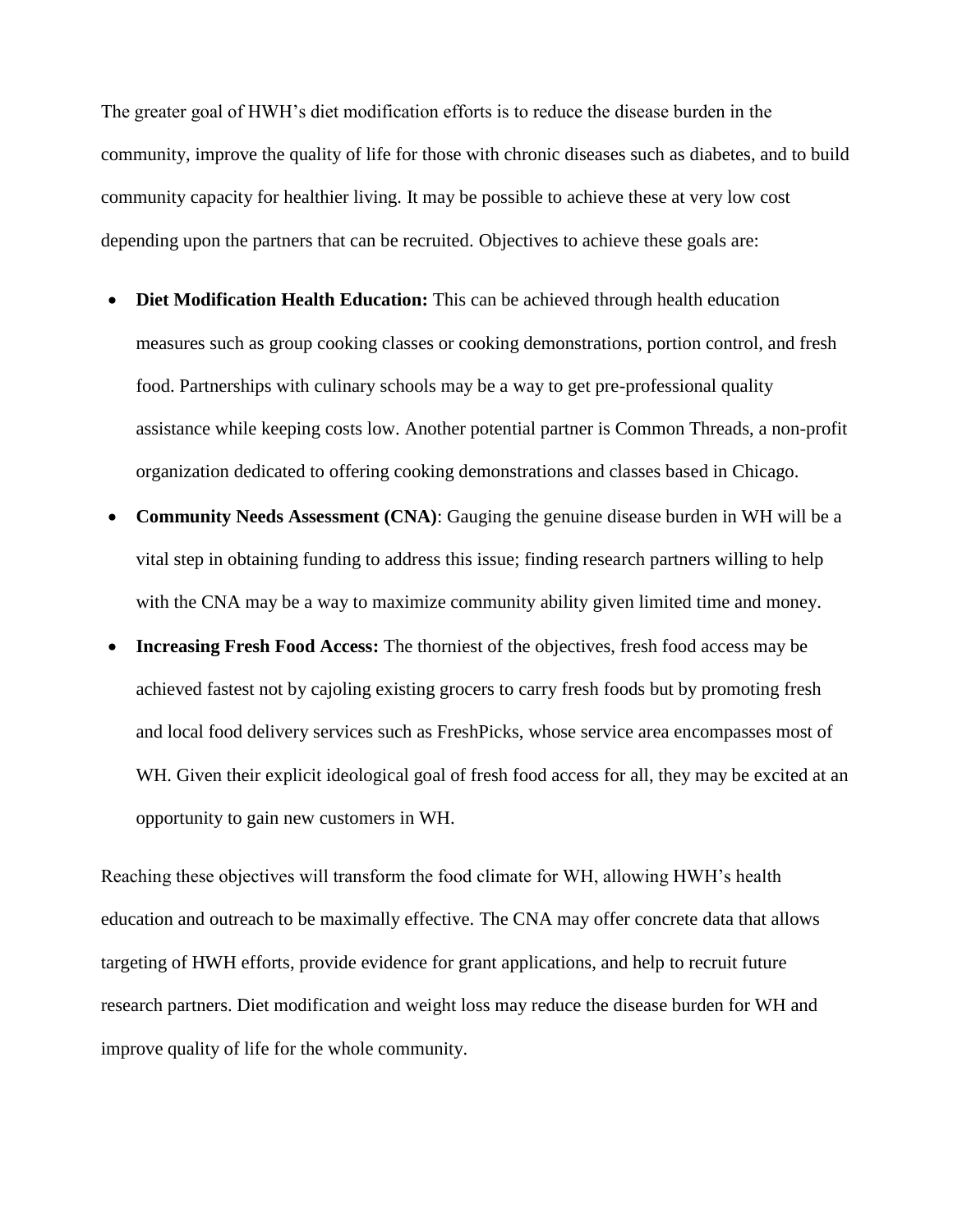The greater goal of HWH's diet modification efforts is to reduce the disease burden in the community, improve the quality of life for those with chronic diseases such as diabetes, and to build community capacity for healthier living. It may be possible to achieve these at very low cost depending upon the partners that can be recruited. Objectives to achieve these goals are:

- **Diet Modification Health Education:** This can be achieved through health education measures such as group cooking classes or cooking demonstrations, portion control, and fresh food. Partnerships with culinary schools may be a way to get pre-professional quality assistance while keeping costs low. Another potential partner is Common Threads, a non-profit organization dedicated to offering cooking demonstrations and classes based in Chicago.
- **Community Needs Assessment (CNA)**: Gauging the genuine disease burden in WH will be a vital step in obtaining funding to address this issue; finding research partners willing to help with the CNA may be a way to maximize community ability given limited time and money.
- **Increasing Fresh Food Access:** The thorniest of the objectives, fresh food access may be achieved fastest not by cajoling existing grocers to carry fresh foods but by promoting fresh and local food delivery services such as FreshPicks, whose service area encompasses most of WH. Given their explicit ideological goal of fresh food access for all, they may be excited at an opportunity to gain new customers in WH.

Reaching these objectives will transform the food climate for WH, allowing HWH's health education and outreach to be maximally effective. The CNA may offer concrete data that allows targeting of HWH efforts, provide evidence for grant applications, and help to recruit future research partners. Diet modification and weight loss may reduce the disease burden for WH and improve quality of life for the whole community.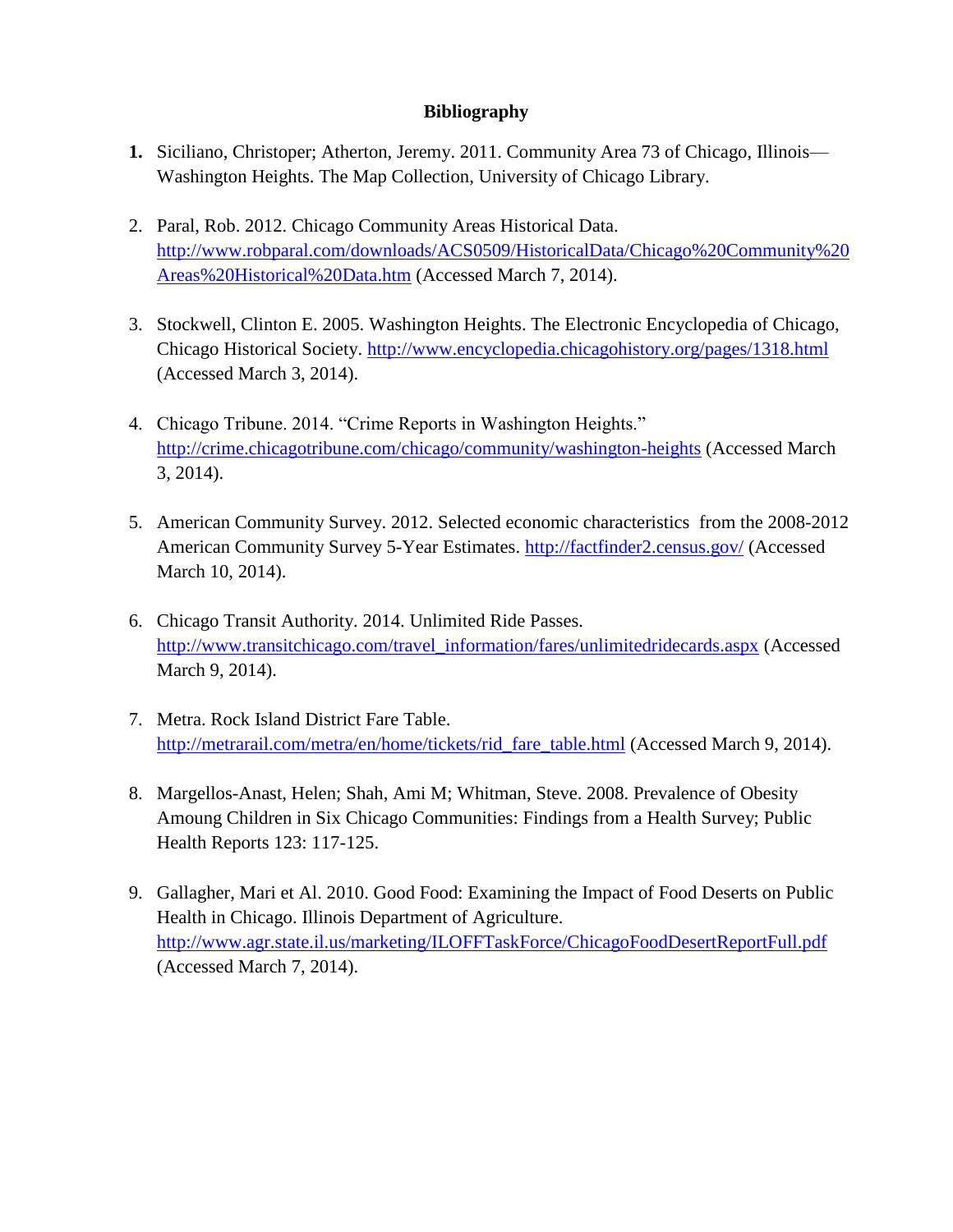**Bibliography**

1. Siciliano, Christoper; Atherton, Jeremy. 2011. Community Area 73 of Chicago, Illinois—Washington Heights. The Map Collection, University of Chicago Library.

2. Paral, Rob. 2012. Chicago Community Areas Historical Data. http://www.robparal.com/downloads/ACS0509/HistoricalData/Chicago%20Community%20Areas%20Historical%20Data.htm (Accessed March 7, 2014).

3. Stockwell, Clinton E. 2005. Washington Heights. The Electronic Encyclopedia of Chicago, Chicago Historical Society. http://www.encyclopedia.chicagohistory.org/pages/1318.html (Accessed March 3, 2014).

4. Chicago Tribune. 2014. "Crime Reports in Washington Heights." http://crime.chicagotribune.com/chicago/community/washington-heights (Accessed March 3, 2014).

5. American Community Survey. 2012. Selected economic characteristics from the 2008-2012 American Community Survey 5-Year Estimates. http://factfinder2.census.gov/ (Accessed March 10, 2014).

6. Chicago Transit Authority. 2014. Unlimited Ride Passes. http://www.transitchicago.com/travel_information/fares/unlimitedridecards.aspx (Accessed March 9, 2014).

7. Metra. Rock Island District Fare Table. http://metrarail.com/metra/en/home/tickets/rid_fare_table.html (Accessed March 9, 2014).

8. Margellos-Anast, Helen; Shah, Ami M; Whitman, Steve. 2008. Prevalence of Obesity Amoung Children in Six Chicago Communities: Findings from a Health Survey; Public Health Reports 123: 117-125.

9. Gallagher, Mari et Al. 2010. Good Food: Examining the Impact of Food Deserts on Public Health in Chicago. Illinois Department of Agriculture. http://www.agr.state.il.us/marketing/ILOFFTaskForce/ChicagoFoodDesertReportFull.pdf (Accessed March 7, 2014).